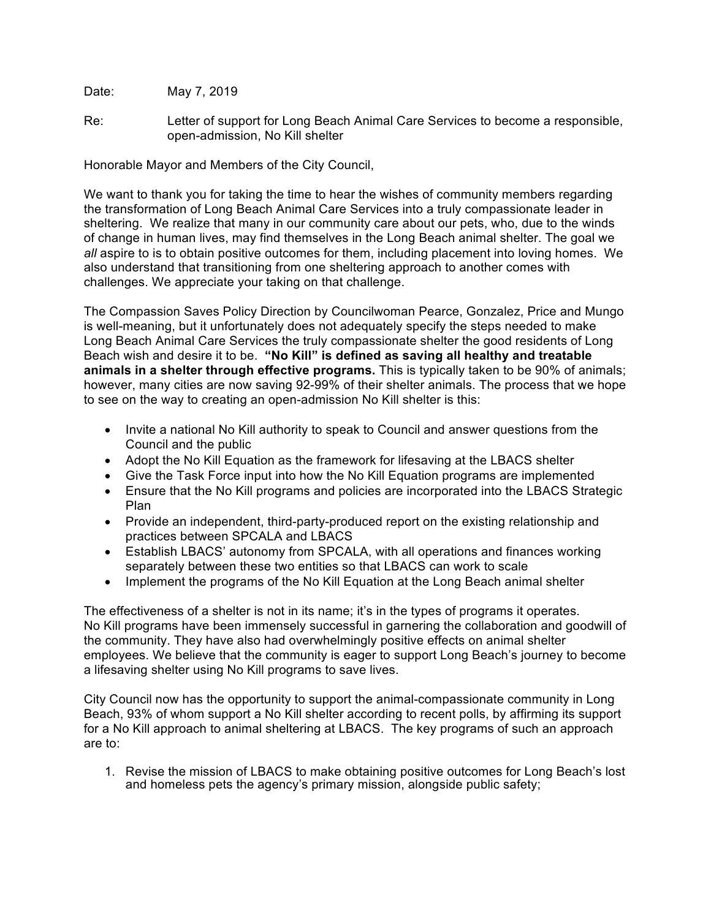Date: May 7, 2019

Re: Letter of support for Long Beach Animal Care Services to become a responsible, open-admission, No Kill shelter

Honorable Mayor and Members of the City Council,

We want to thank you for taking the time to hear the wishes of community members regarding the transformation of Long Beach Animal Care Services into a truly compassionate leader in sheltering. We realize that many in our community care about our pets, who, due to the winds of change in human lives, may find themselves in the Long Beach animal shelter. The goal we *all* aspire to is to obtain positive outcomes for them, including placement into loving homes. We also understand that transitioning from one sheltering approach to another comes with challenges. We appreciate your taking on that challenge.

The Compassion Saves Policy Direction by Councilwoman Pearce, Gonzalez, Price and Mungo is well-meaning, but it unfortunately does not adequately specify the steps needed to make Long Beach Animal Care Services the truly compassionate shelter the good residents of Long Beach wish and desire it to be. **"No Kill" is defined as saving all healthy and treatable animals in a shelter through effective programs.** This is typically taken to be 90% of animals; however, many cities are now saving 92-99% of their shelter animals. The process that we hope to see on the way to creating an open-admission No Kill shelter is this:

- Invite a national No Kill authority to speak to Council and answer questions from the Council and the public
- Adopt the No Kill Equation as the framework for lifesaving at the LBACS shelter
- Give the Task Force input into how the No Kill Equation programs are implemented
- Ensure that the No Kill programs and policies are incorporated into the LBACS Strategic Plan
- Provide an independent, third-party-produced report on the existing relationship and practices between SPCALA and LBACS
- Establish LBACS' autonomy from SPCALA, with all operations and finances working separately between these two entities so that LBACS can work to scale
- Implement the programs of the No Kill Equation at the Long Beach animal shelter

The effectiveness of a shelter is not in its name; it's in the types of programs it operates. No Kill programs have been immensely successful in garnering the collaboration and goodwill of the community. They have also had overwhelmingly positive effects on animal shelter employees. We believe that the community is eager to support Long Beach's journey to become a lifesaving shelter using No Kill programs to save lives.

City Council now has the opportunity to support the animal-compassionate community in Long Beach, 93% of whom support a No Kill shelter according to recent polls, by affirming its support for a No Kill approach to animal sheltering at LBACS. The key programs of such an approach are to:

1. Revise the mission of LBACS to make obtaining positive outcomes for Long Beach's lost and homeless pets the agency's primary mission, alongside public safety;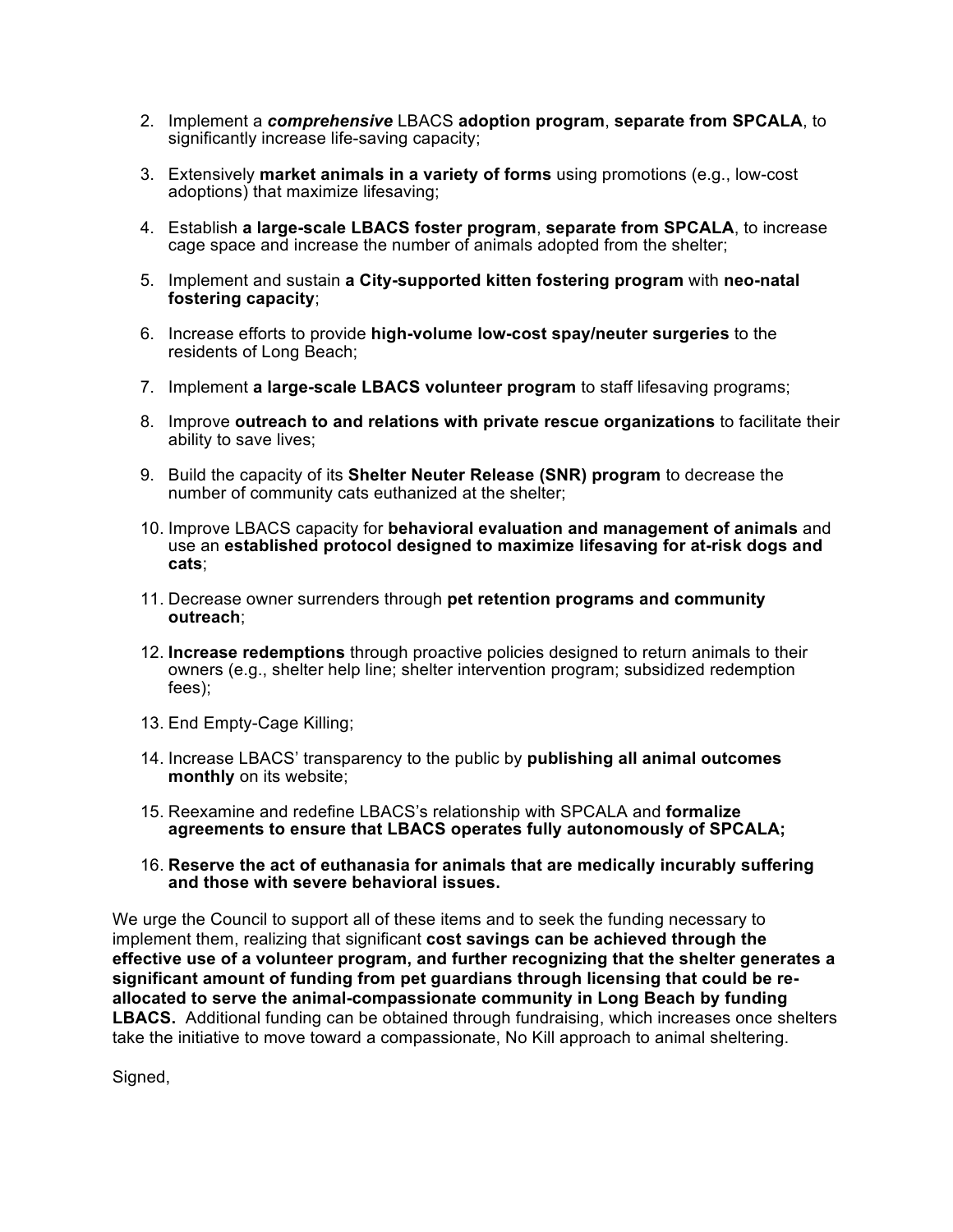2. Implement a ***comprehensive*** LBACS **adoption program**, **separate from SPCALA**, to significantly increase life-saving capacity;

3. Extensively **market animals in a variety of forms** using promotions (e.g., low-cost adoptions) that maximize lifesaving;

4. Establish **a large-scale LBACS foster program**, **separate from SPCALA**, to increase cage space and increase the number of animals adopted from the shelter;

5. Implement and sustain **a City-supported kitten fostering program** with **neo-natal fostering capacity**;

6. Increase efforts to provide **high-volume low-cost spay/neuter surgeries** to the residents of Long Beach;

7. Implement **a large-scale LBACS volunteer program** to staff lifesaving programs;

8. Improve **outreach to and relations with private rescue organizations** to facilitate their ability to save lives;

9. Build the capacity of its **Shelter Neuter Release (SNR) program** to decrease the number of community cats euthanized at the shelter;

10. Improve LBACS capacity for **behavioral evaluation and management of animals** and use an **established protocol designed to maximize lifesaving for at-risk dogs and cats**;

11. Decrease owner surrenders through **pet retention programs and community outreach**;

12. **Increase redemptions** through proactive policies designed to return animals to their owners (e.g., shelter help line; shelter intervention program; subsidized redemption fees);

13. End Empty-Cage Killing;

14. Increase LBACS' transparency to the public by **publishing all animal outcomes monthly** on its website;

15. Reexamine and redefine LBACS's relationship with SPCALA and **formalize agreements to ensure that LBACS operates fully autonomously of SPCALA;**

16. **Reserve the act of euthanasia for animals that are medically incurably suffering and those with severe behavioral issues.**

We urge the Council to support all of these items and to seek the funding necessary to implement them, realizing that significant **cost savings can be achieved through the effective use of a volunteer program, and further recognizing that the shelter generates a significant amount of funding from pet guardians through licensing that could be re-allocated to serve the animal-compassionate community in Long Beach by funding LBACS.** Additional funding can be obtained through fundraising, which increases once shelters take the initiative to move toward a compassionate, No Kill approach to animal sheltering.

Signed,